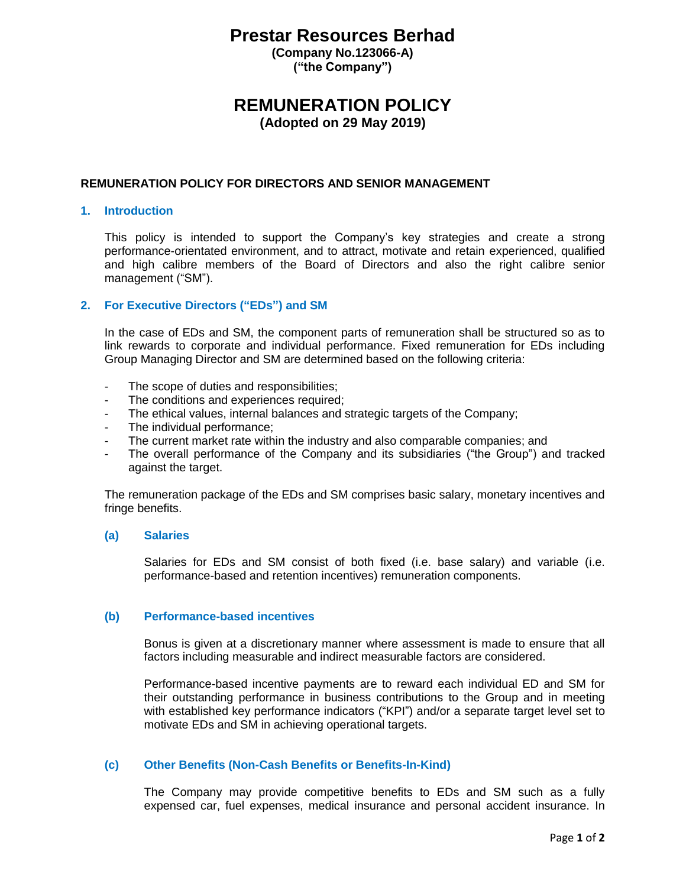# Prestar Resources Berhad

**(Company No.123066-A)**
**("the Company")**

# REMUNERATION POLICY

**(Adopted on 29 May 2019)**

**REMUNERATION POLICY FOR DIRECTORS AND SENIOR MANAGEMENT**

## 1. Introduction

This policy is intended to support the Company's key strategies and create a strong performance-orientated environment, and to attract, motivate and retain experienced, qualified and high calibre members of the Board of Directors and also the right calibre senior management ("SM").

## 2. For Executive Directors ("EDs") and SM

In the case of EDs and SM, the component parts of remuneration shall be structured so as to link rewards to corporate and individual performance. Fixed remuneration for EDs including Group Managing Director and SM are determined based on the following criteria:

- The scope of duties and responsibilities;
- The conditions and experiences required;
- The ethical values, internal balances and strategic targets of the Company;
- The individual performance;
- The current market rate within the industry and also comparable companies; and
- The overall performance of the Company and its subsidiaries ("the Group") and tracked against the target.

The remuneration package of the EDs and SM comprises basic salary, monetary incentives and fringe benefits.

### (a) Salaries

Salaries for EDs and SM consist of both fixed (i.e. base salary) and variable (i.e. performance-based and retention incentives) remuneration components.

### (b) Performance-based incentives

Bonus is given at a discretionary manner where assessment is made to ensure that all factors including measurable and indirect measurable factors are considered.

Performance-based incentive payments are to reward each individual ED and SM for their outstanding performance in business contributions to the Group and in meeting with established key performance indicators ("KPI") and/or a separate target level set to motivate EDs and SM in achieving operational targets.

### (c) Other Benefits (Non-Cash Benefits or Benefits-In-Kind)

The Company may provide competitive benefits to EDs and SM such as a fully expensed car, fuel expenses, medical insurance and personal accident insurance. In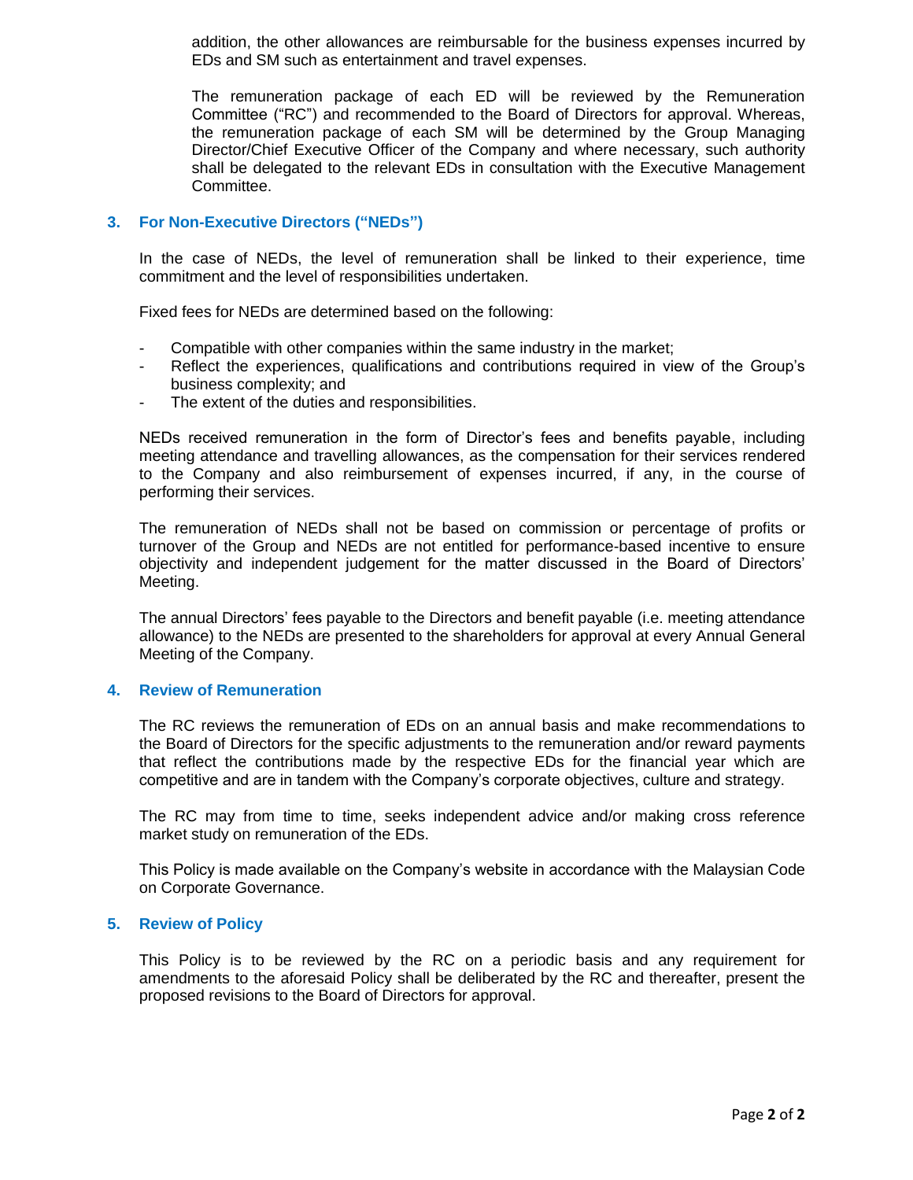addition, the other allowances are reimbursable for the business expenses incurred by EDs and SM such as entertainment and travel expenses.

The remuneration package of each ED will be reviewed by the Remuneration Committee ("RC") and recommended to the Board of Directors for approval. Whereas, the remuneration package of each SM will be determined by the Group Managing Director/Chief Executive Officer of the Company and where necessary, such authority shall be delegated to the relevant EDs in consultation with the Executive Management Committee.

## 3. For Non-Executive Directors ("NEDs")

In the case of NEDs, the level of remuneration shall be linked to their experience, time commitment and the level of responsibilities undertaken.

Fixed fees for NEDs are determined based on the following:

- Compatible with other companies within the same industry in the market;
- Reflect the experiences, qualifications and contributions required in view of the Group's business complexity; and
- The extent of the duties and responsibilities.

NEDs received remuneration in the form of Director's fees and benefits payable, including meeting attendance and travelling allowances, as the compensation for their services rendered to the Company and also reimbursement of expenses incurred, if any, in the course of performing their services.

The remuneration of NEDs shall not be based on commission or percentage of profits or turnover of the Group and NEDs are not entitled for performance-based incentive to ensure objectivity and independent judgement for the matter discussed in the Board of Directors' Meeting.

The annual Directors' fees payable to the Directors and benefit payable (i.e. meeting attendance allowance) to the NEDs are presented to the shareholders for approval at every Annual General Meeting of the Company.

## 4. Review of Remuneration

The RC reviews the remuneration of EDs on an annual basis and make recommendations to the Board of Directors for the specific adjustments to the remuneration and/or reward payments that reflect the contributions made by the respective EDs for the financial year which are competitive and are in tandem with the Company's corporate objectives, culture and strategy.

The RC may from time to time, seeks independent advice and/or making cross reference market study on remuneration of the EDs.

This Policy is made available on the Company's website in accordance with the Malaysian Code on Corporate Governance.

## 5. Review of Policy

This Policy is to be reviewed by the RC on a periodic basis and any requirement for amendments to the aforesaid Policy shall be deliberated by the RC and thereafter, present the proposed revisions to the Board of Directors for approval.